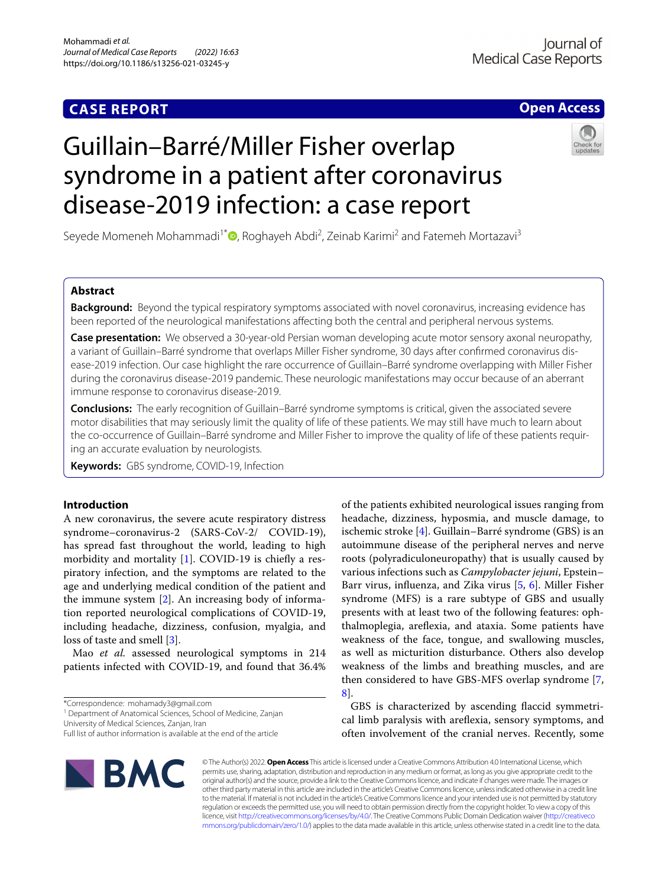CASE REPORT

Open Access

# Guillain–Barré/Miller Fisher overlap syndrome in a patient after coronavirus disease-2019 infection: a case report

Seyede Momeneh Mohammadi[1*], Roghayeh Abdi[2], Zeinab Karimi[2] and Fatemeh Mortazavi[3]

## Abstract

**Background:** Beyond the typical respiratory symptoms associated with novel coronavirus, increasing evidence has been reported of the neurological manifestations affecting both the central and peripheral nervous systems.

**Case presentation:** We observed a 30-year-old Persian woman developing acute motor sensory axonal neuropathy, a variant of Guillain–Barré syndrome that overlaps Miller Fisher syndrome, 30 days after confirmed coronavirus disease-2019 infection. Our case highlight the rare occurrence of Guillain–Barré syndrome overlapping with Miller Fisher during the coronavirus disease-2019 pandemic. These neurologic manifestations may occur because of an aberrant immune response to coronavirus disease-2019.

**Conclusions:** The early recognition of Guillain–Barré syndrome symptoms is critical, given the associated severe motor disabilities that may seriously limit the quality of life of these patients. We may still have much to learn about the co-occurrence of Guillain–Barré syndrome and Miller Fisher to improve the quality of life of these patients requiring an accurate evaluation by neurologists.

**Keywords:** GBS syndrome, COVID-19, Infection

## Introduction

A new coronavirus, the severe acute respiratory distress syndrome–coronavirus-2 (SARS-CoV-2/ COVID-19), has spread fast throughout the world, leading to high morbidity and mortality [1]. COVID-19 is chiefly a respiratory infection, and the symptoms are related to the age and underlying medical condition of the patient and the immune system [2]. An increasing body of information reported neurological complications of COVID-19, including headache, dizziness, confusion, myalgia, and loss of taste and smell [3].

Mao *et al.* assessed neurological symptoms in 214 patients infected with COVID-19, and found that 36.4% of the patients exhibited neurological issues ranging from headache, dizziness, hyposmia, and muscle damage, to ischemic stroke [4]. Guillain–Barré syndrome (GBS) is an autoimmune disease of the peripheral nerves and nerve roots (polyradiculoneuropathy) that is usually caused by various infections such as *Campylobacter jejuni*, Epstein–Barr virus, influenza, and Zika virus [5, 6]. Miller Fisher syndrome (MFS) is a rare subtype of GBS and usually presents with at least two of the following features: ophthalmoplegia, areflexia, and ataxia. Some patients have weakness of the face, tongue, and swallowing muscles, as well as micturition disturbance. Others also develop weakness of the limbs and breathing muscles, and are then considered to have GBS-MFS overlap syndrome [7, 8].

GBS is characterized by ascending flaccid symmetrical limb paralysis with areflexia, sensory symptoms, and often involvement of the cranial nerves. Recently, some

*Correspondence: mohamady3@gmail.com
[1] Department of Anatomical Sciences, School of Medicine, Zanjan University of Medical Sciences, Zanjan, Iran
Full list of author information is available at the end of the article

© The Author(s) 2022. **Open Access** This article is licensed under a Creative Commons Attribution 4.0 International License, which permits use, sharing, adaptation, distribution and reproduction in any medium or format, as long as you give appropriate credit to the original author(s) and the source, provide a link to the Creative Commons licence, and indicate if changes were made. The images or other third party material in this article are included in the article's Creative Commons licence, unless indicated otherwise in a credit line to the material. If material is not included in the article's Creative Commons licence and your intended use is not permitted by statutory regulation or exceeds the permitted use, you will need to obtain permission directly from the copyright holder. To view a copy of this licence, visit http://creativecommons.org/licenses/by/4.0/. The Creative Commons Public Domain Dedication waiver (http://creativecommons.org/publicdomain/zero/1.0/) applies to the data made available in this article, unless otherwise stated in a credit line to the data.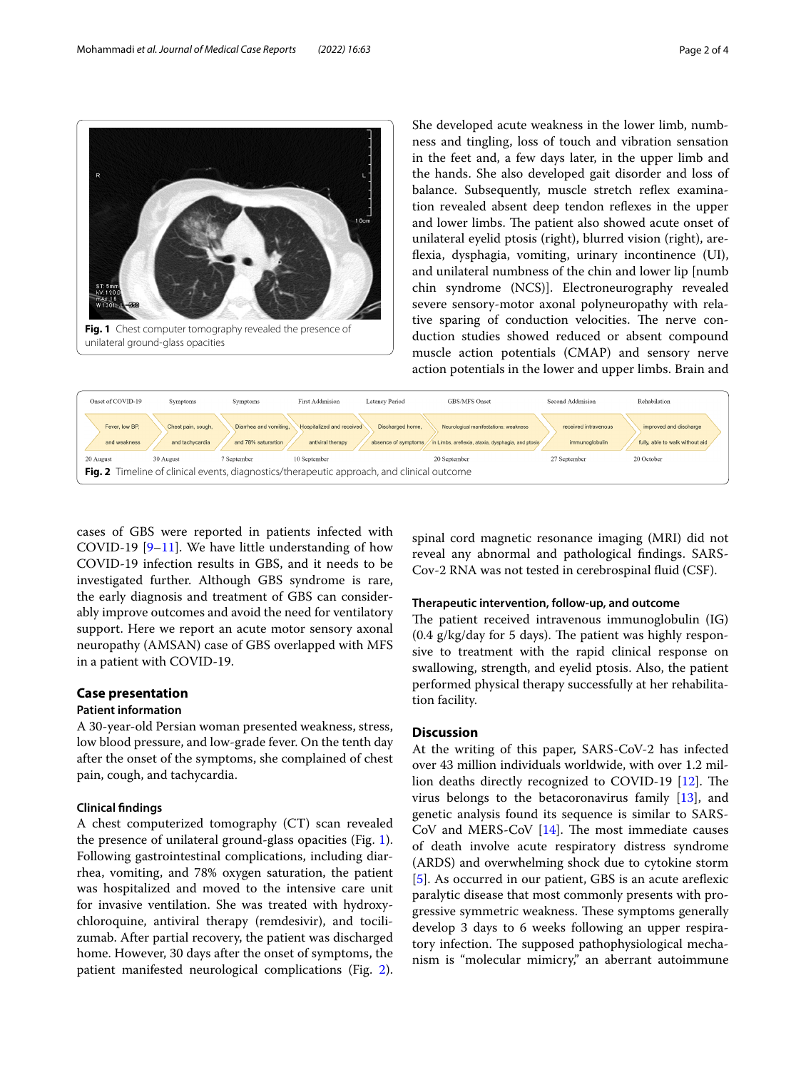Fig. 1 Chest computer tomography revealed the presence of unilateral ground-glass opacities

cases of GBS were reported in patients infected with COVID-19 [9–11]. We have little understanding of how COVID-19 infection results in GBS, and it needs to be investigated further. Although GBS syndrome is rare, the early diagnosis and treatment of GBS can considerably improve outcomes and avoid the need for ventilatory support. Here we report an acute motor sensory axonal neuropathy (AMSAN) case of GBS overlapped with MFS in a patient with COVID-19.

## Case presentation

### Patient information

A 30-year-old Persian woman presented weakness, stress, low blood pressure, and low-grade fever. On the tenth day after the onset of the symptoms, she complained of chest pain, cough, and tachycardia.

### Clinical findings

A chest computerized tomography (CT) scan revealed the presence of unilateral ground-glass opacities (Fig. 1). Following gastrointestinal complications, including diarrhea, vomiting, and 78% oxygen saturation, the patient was hospitalized and moved to the intensive care unit for invasive ventilation. She was treated with hydroxychloroquine, antiviral therapy (remdesivir), and tocilizumab. After partial recovery, the patient was discharged home. However, 30 days after the onset of symptoms, the patient manifested neurological complications (Fig. 2).

She developed acute weakness in the lower limb, numbness and tingling, loss of touch and vibration sensation in the feet and, a few days later, in the upper limb and the hands. She also developed gait disorder and loss of balance. Subsequently, muscle stretch reflex examination revealed absent deep tendon reflexes in the upper and lower limbs. The patient also showed acute onset of unilateral eyelid ptosis (right), blurred vision (right), areflexia, dysphagia, vomiting, urinary incontinence (UI), and unilateral numbness of the chin and lower lip [numb chin syndrome (NCS)]. Electroneurography revealed severe sensory-motor axonal polyneuropathy with relative sparing of conduction velocities. The nerve conduction studies showed reduced or absent compound muscle action potentials (CMAP) and sensory nerve action potentials in the lower and upper limbs. Brain and spinal cord magnetic resonance imaging (MRI) did not reveal any abnormal and pathological findings. SARS-Cov-2 RNA was not tested in cerebrospinal fluid (CSF).

Fig. 2 Timeline of clinical events, diagnostics/therapeutic approach, and clinical outcome

### Therapeutic intervention, follow-up, and outcome

The patient received intravenous immunoglobulin (IG) (0.4 g/kg/day for 5 days). The patient was highly responsive to treatment with the rapid clinical response on swallowing, strength, and eyelid ptosis. Also, the patient performed physical therapy successfully at her rehabilitation facility.

## Discussion

At the writing of this paper, SARS-CoV-2 has infected over 43 million individuals worldwide, with over 1.2 million deaths directly recognized to COVID-19 [12]. The virus belongs to the betacoronavirus family [13], and genetic analysis found its sequence is similar to SARS-CoV and MERS-CoV [14]. The most immediate causes of death involve acute respiratory distress syndrome (ARDS) and overwhelming shock due to cytokine storm [5]. As occurred in our patient, GBS is an acute areflexic paralytic disease that most commonly presents with progressive symmetric weakness. These symptoms generally develop 3 days to 6 weeks following an upper respiratory infection. The supposed pathophysiological mechanism is "molecular mimicry," an aberrant autoimmune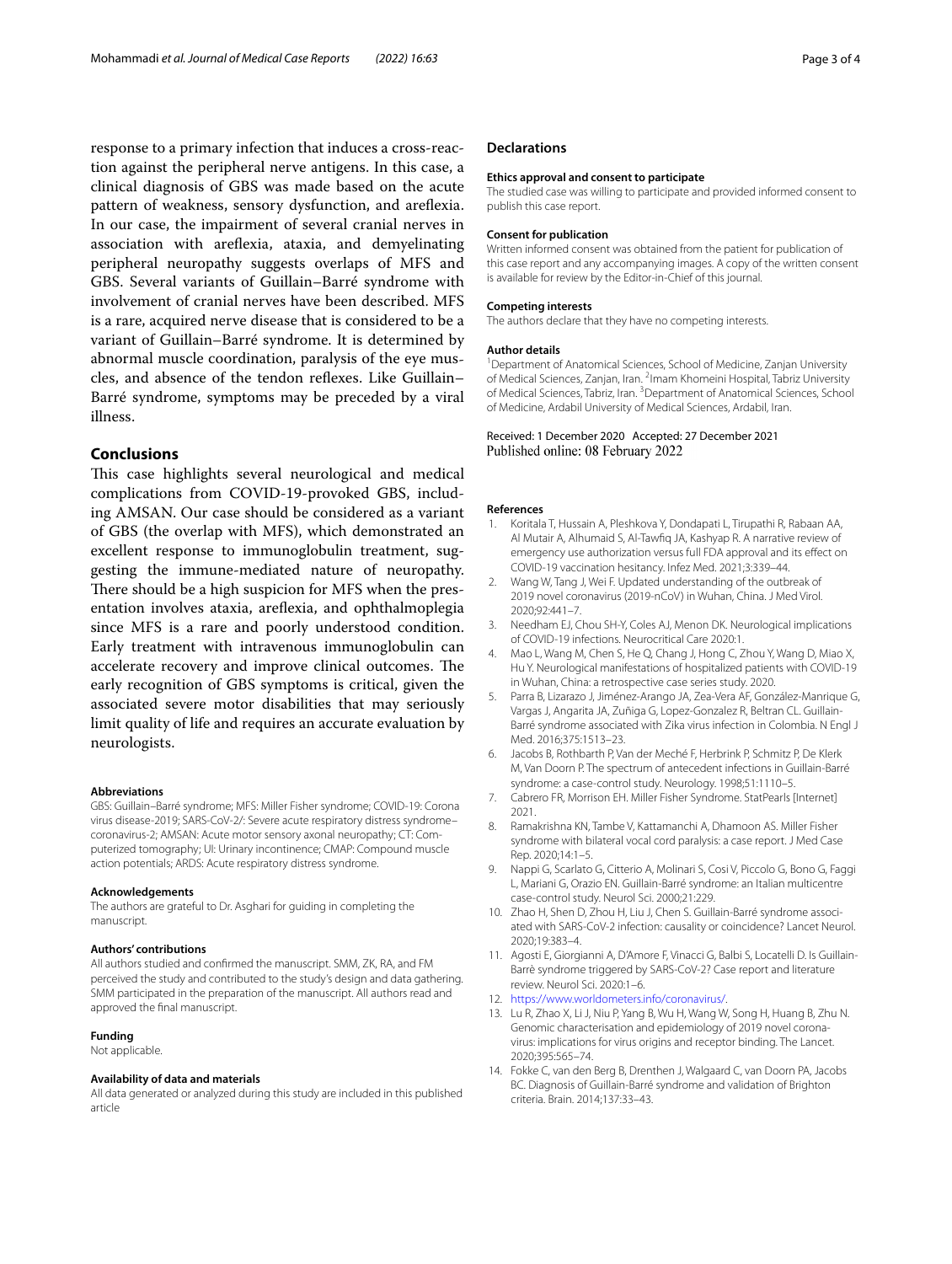response to a primary infection that induces a cross-reaction against the peripheral nerve antigens. In this case, a clinical diagnosis of GBS was made based on the acute pattern of weakness, sensory dysfunction, and areflexia. In our case, the impairment of several cranial nerves in association with areflexia, ataxia, and demyelinating peripheral neuropathy suggests overlaps of MFS and GBS. Several variants of Guillain–Barré syndrome with involvement of cranial nerves have been described. MFS is a rare, acquired nerve disease that is considered to be a variant of Guillain–Barré syndrome. It is determined by abnormal muscle coordination, paralysis of the eye muscles, and absence of the tendon reflexes. Like Guillain–Barré syndrome, symptoms may be preceded by a viral illness.

## Conclusions

This case highlights several neurological and medical complications from COVID-19-provoked GBS, including AMSAN. Our case should be considered as a variant of GBS (the overlap with MFS), which demonstrated an excellent response to immunoglobulin treatment, suggesting the immune-mediated nature of neuropathy. There should be a high suspicion for MFS when the presentation involves ataxia, areflexia, and ophthalmoplegia since MFS is a rare and poorly understood condition. Early treatment with intravenous immunoglobulin can accelerate recovery and improve clinical outcomes. The early recognition of GBS symptoms is critical, given the associated severe motor disabilities that may seriously limit quality of life and requires an accurate evaluation by neurologists.

#### Abbreviations
GBS: Guillain–Barré syndrome; MFS: Miller Fisher syndrome; COVID-19: Corona virus disease-2019; SARS-CoV-2/: Severe acute respiratory distress syndrome–coronavirus-2; AMSAN: Acute motor sensory axonal neuropathy; CT: Computerized tomography; UI: Urinary incontinence; CMAP: Compound muscle action potentials; ARDS: Acute respiratory distress syndrome.

#### Acknowledgements
The authors are grateful to Dr. Asghari for guiding in completing the manuscript.

#### Authors' contributions
All authors studied and confirmed the manuscript. SMM, ZK, RA, and FM perceived the study and contributed to the study's design and data gathering. SMM participated in the preparation of the manuscript. All authors read and approved the final manuscript.

#### Funding
Not applicable.

#### Availability of data and materials
All data generated or analyzed during this study are included in this published article

## Declarations

#### Ethics approval and consent to participate
The studied case was willing to participate and provided informed consent to publish this case report.

#### Consent for publication
Written informed consent was obtained from the patient for publication of this case report and any accompanying images. A copy of the written consent is available for review by the Editor-in-Chief of this journal.

#### Competing interests
The authors declare that they have no competing interests.

#### Author details
[1]Department of Anatomical Sciences, School of Medicine, Zanjan University of Medical Sciences, Zanjan, Iran. [2]Imam Khomeini Hospital, Tabriz University of Medical Sciences, Tabriz, Iran. [3]Department of Anatomical Sciences, School of Medicine, Ardabil University of Medical Sciences, Ardabil, Iran.

Received: 1 December 2020 Accepted: 27 December 2021
Published online: 08 February 2022

#### References
1. Koritala T, Hussain A, Pleshkova Y, Dondapati L, Tirupathi R, Rabaan AA, Al Mutair A, Alhumaid S, Al-Tawfiq JA, Kashyap R. A narrative review of emergency use authorization versus full FDA approval and its effect on COVID-19 vaccination hesitancy. Infez Med. 2021;3:339–44.
2. Wang W, Tang J, Wei F. Updated understanding of the outbreak of 2019 novel coronavirus (2019-nCoV) in Wuhan, China. J Med Virol. 2020;92:441–7.
3. Needham EJ, Chou SH-Y, Coles AJ, Menon DK. Neurological implications of COVID-19 infections. Neurocritical Care 2020:1.
4. Mao L, Wang M, Chen S, He Q, Chang J, Hong C, Zhou Y, Wang D, Miao X, Hu Y. Neurological manifestations of hospitalized patients with COVID-19 in Wuhan, China: a retrospective case series study. 2020.
5. Parra B, Lizarazo J, Jiménez-Arango JA, Zea-Vera AF, González-Manrique G, Vargas J, Angarita JA, Zuñiga G, Lopez-Gonzalez R, Beltran CL. Guillain-Barré syndrome associated with Zika virus infection in Colombia. N Engl J Med. 2016;375:1513–23.
6. Jacobs B, Rothbarth P, Van der Meché F, Herbrink P, Schmitz P, De Klerk M, Van Doorn P. The spectrum of antecedent infections in Guillain-Barré syndrome: a case-control study. Neurology. 1998;51:1110–5.
7. Cabrero FR, Morrison EH. Miller Fisher Syndrome. StatPearls [Internet] 2021.
8. Ramakrishna KN, Tambe V, Kattamanchi A, Dhamoon AS. Miller Fisher syndrome with bilateral vocal cord paralysis: a case report. J Med Case Rep. 2020;14:1–5.
9. Nappi G, Scarlato G, Citterio A, Molinari S, Cosi V, Piccolo G, Bono G, Faggi L, Mariani G, Orazio EN. Guillain-Barré syndrome: an Italian multicentre case-control study. Neurol Sci. 2000;21:229.
10. Zhao H, Shen D, Zhou H, Liu J, Chen S. Guillain-Barré syndrome associated with SARS-CoV-2 infection: causality or coincidence? Lancet Neurol. 2020;19:383–4.
11. Agosti E, Giorgianni A, D'Amore F, Vinacci G, Balbi S, Locatelli D. Is Guillain-Barrè syndrome triggered by SARS-CoV-2? Case report and literature review. Neurol Sci. 2020:1–6.
12. https://www.worldometers.info/coronavirus/.
13. Lu R, Zhao X, Li J, Niu P, Yang B, Wu H, Wang W, Song H, Huang B, Zhu N. Genomic characterisation and epidemiology of 2019 novel coronavirus: implications for virus origins and receptor binding. The Lancet. 2020;395:565–74.
14. Fokke C, van den Berg B, Drenthen J, Walgaard C, van Doorn PA, Jacobs BC. Diagnosis of Guillain-Barré syndrome and validation of Brighton criteria. Brain. 2014;137:33–43.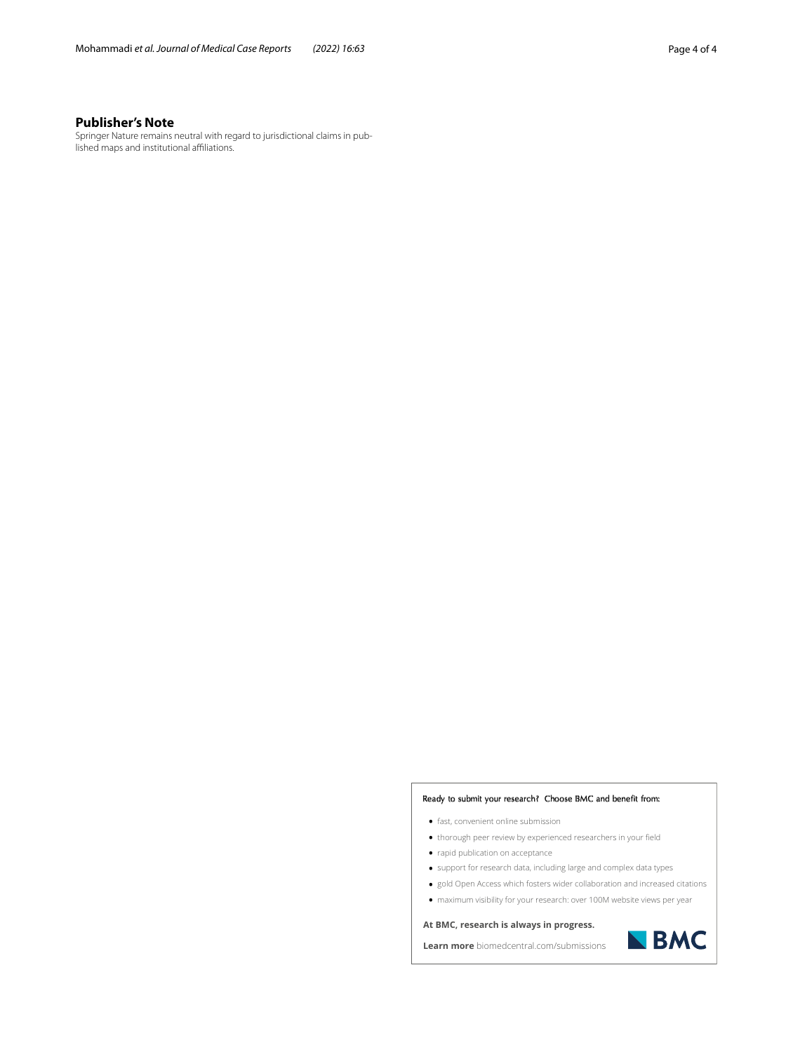### Publisher's Note

Springer Nature remains neutral with regard to jurisdictional claims in published maps and institutional affiliations.

Ready to submit your research? Choose BMC and benefit from:

- fast, convenient online submission
- thorough peer review by experienced researchers in your field
- rapid publication on acceptance
- support for research data, including large and complex data types
- gold Open Access which fosters wider collaboration and increased citations
- maximum visibility for your research: over 100M website views per year

**At BMC, research is always in progress.**

**Learn more** biomedcentral.com/submissions

BMC